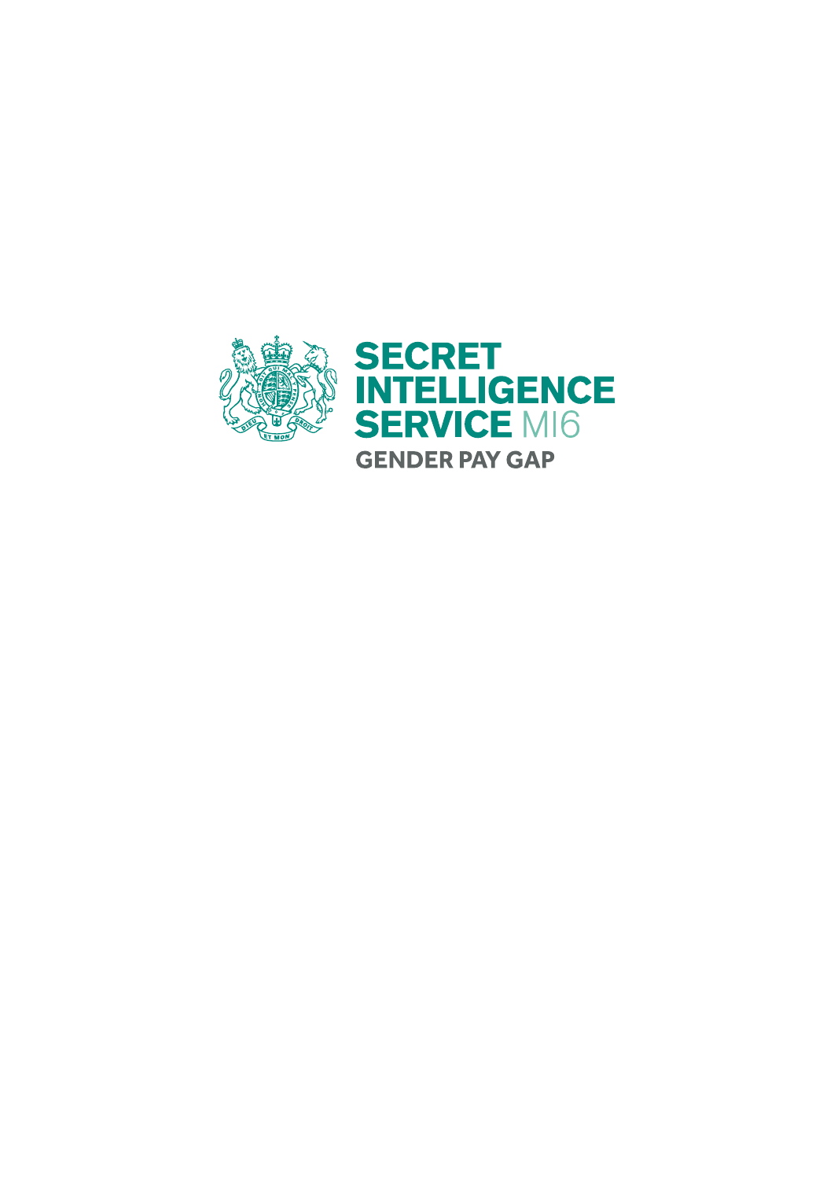# SECRET INTELLIGENCE SERVICE MI6

## GENDER PAY GAP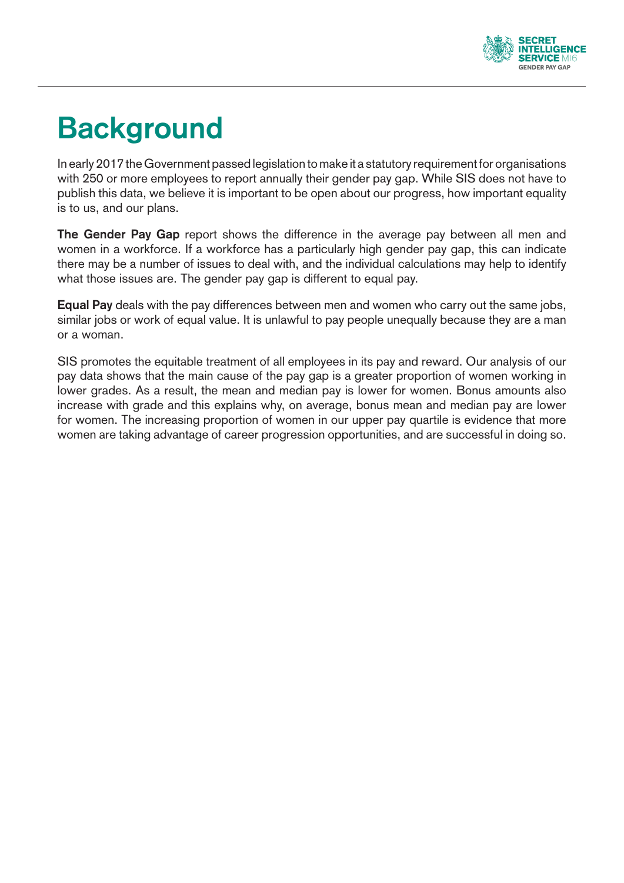# Background

In early 2017 the Government passed legislation to make it a statutory requirement for organisations with 250 or more employees to report annually their gender pay gap. While SIS does not have to publish this data, we believe it is important to be open about our progress, how important equality is to us, and our plans.

**The Gender Pay Gap** report shows the difference in the average pay between all men and women in a workforce. If a workforce has a particularly high gender pay gap, this can indicate there may be a number of issues to deal with, and the individual calculations may help to identify what those issues are. The gender pay gap is different to equal pay.

**Equal Pay** deals with the pay differences between men and women who carry out the same jobs, similar jobs or work of equal value. It is unlawful to pay people unequally because they are a man or a woman.

SIS promotes the equitable treatment of all employees in its pay and reward. Our analysis of our pay data shows that the main cause of the pay gap is a greater proportion of women working in lower grades. As a result, the mean and median pay is lower for women. Bonus amounts also increase with grade and this explains why, on average, bonus mean and median pay are lower for women. The increasing proportion of women in our upper pay quartile is evidence that more women are taking advantage of career progression opportunities, and are successful in doing so.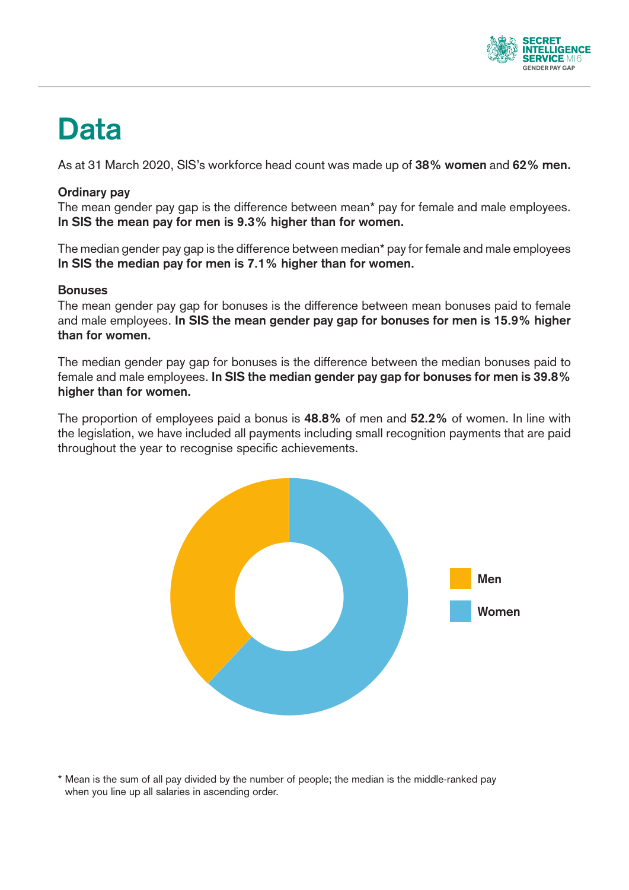# Data

As at 31 March 2020, SIS's workforce head count was made up of **38% women** and **62% men.**

### Ordinary pay

The mean gender pay gap is the difference between mean* pay for female and male employees. **In SIS the mean pay for men is 9.3% higher than for women.**

The median gender pay gap is the difference between median* pay for female and male employees **In SIS the median pay for men is 7.1% higher than for women.**

### Bonuses

The mean gender pay gap for bonuses is the difference between mean bonuses paid to female and male employees. **In SIS the mean gender pay gap for bonuses for men is 15.9% higher than for women.**

The median gender pay gap for bonuses is the difference between the median bonuses paid to female and male employees. **In SIS the median gender pay gap for bonuses for men is 39.8% higher than for women.**

The proportion of employees paid a bonus is **48.8%** of men and **52.2%** of women. In line with the legislation, we have included all payments including small recognition payments that are paid throughout the year to recognise specific achievements.

Men

Women

\* Mean is the sum of all pay divided by the number of people; the median is the middle-ranked pay when you line up all salaries in ascending order.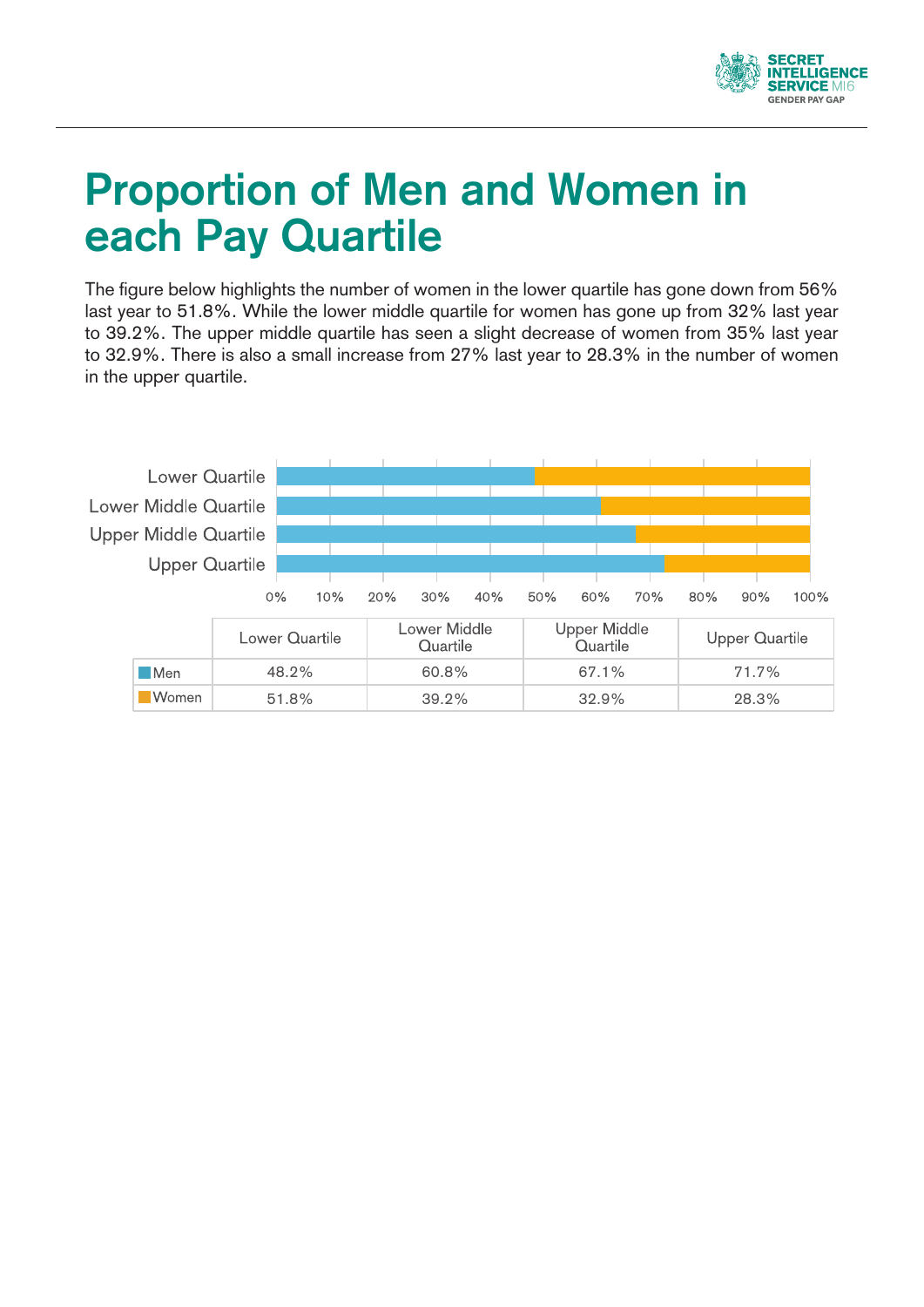# Proportion of Men and Women in each Pay Quartile

The figure below highlights the number of women in the lower quartile has gone down from 56% last year to 51.8%. While the lower middle quartile for women has gone up from 32% last year to 39.2%. The upper middle quartile has seen a slight decrease of women from 35% last year to 32.9%. There is also a small increase from 27% last year to 28.3% in the number of women in the upper quartile.

| | Lower Quartile | Lower Middle Quartile | Upper Middle Quartile | Upper Quartile |
|---|---|---|---|---|
| Men | 48.2% | 60.8% | 67.1% | 71.7% |
| Women | 51.8% | 39.2% | 32.9% | 28.3% |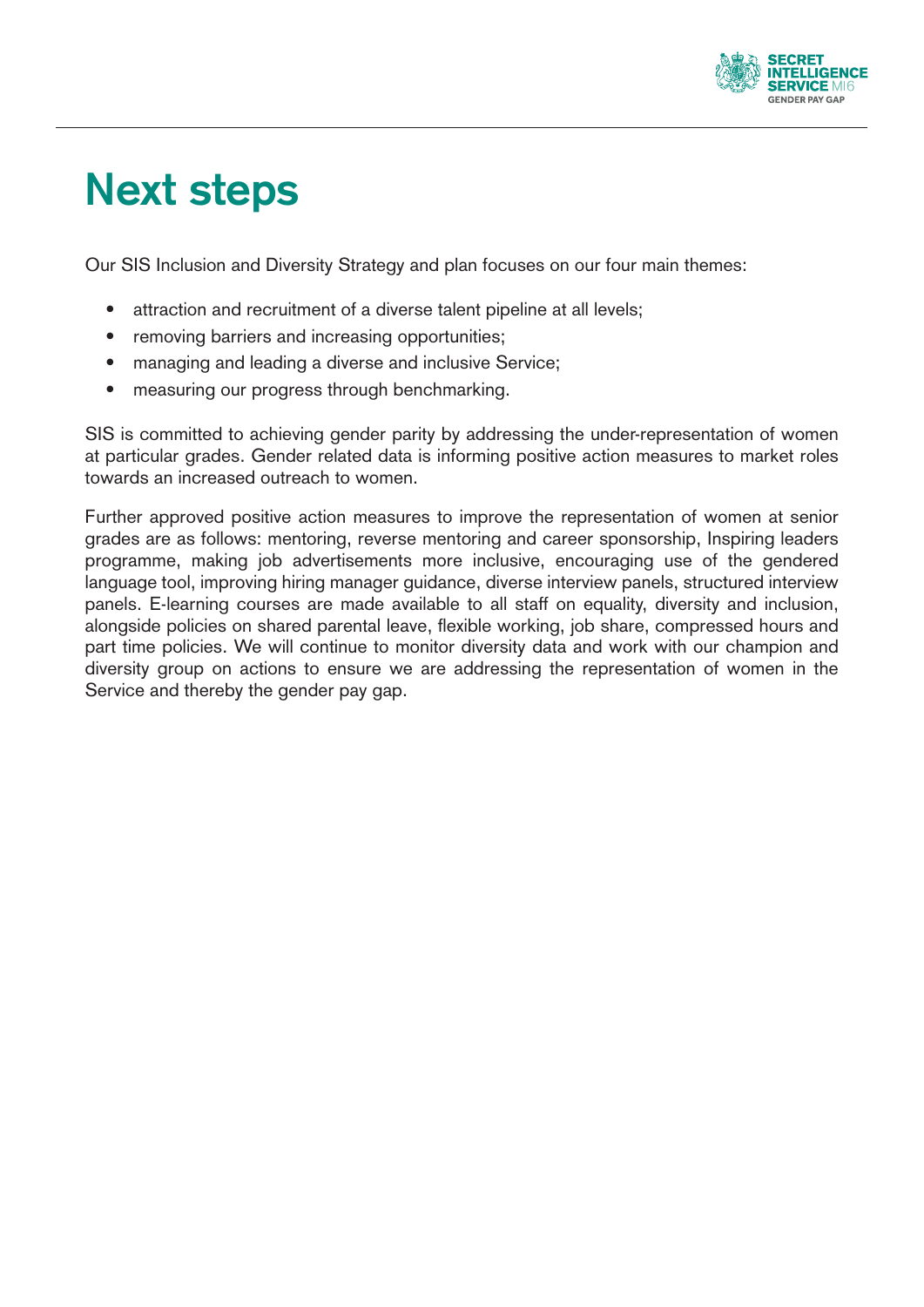# Next steps

Our SIS Inclusion and Diversity Strategy and plan focuses on our four main themes:

- attraction and recruitment of a diverse talent pipeline at all levels;
- removing barriers and increasing opportunities;
- managing and leading a diverse and inclusive Service;
- measuring our progress through benchmarking.

SIS is committed to achieving gender parity by addressing the under-representation of women at particular grades. Gender related data is informing positive action measures to market roles towards an increased outreach to women.

Further approved positive action measures to improve the representation of women at senior grades are as follows: mentoring, reverse mentoring and career sponsorship, Inspiring leaders programme, making job advertisements more inclusive, encouraging use of the gendered language tool, improving hiring manager guidance, diverse interview panels, structured interview panels. E-learning courses are made available to all staff on equality, diversity and inclusion, alongside policies on shared parental leave, flexible working, job share, compressed hours and part time policies. We will continue to monitor diversity data and work with our champion and diversity group on actions to ensure we are addressing the representation of women in the Service and thereby the gender pay gap.